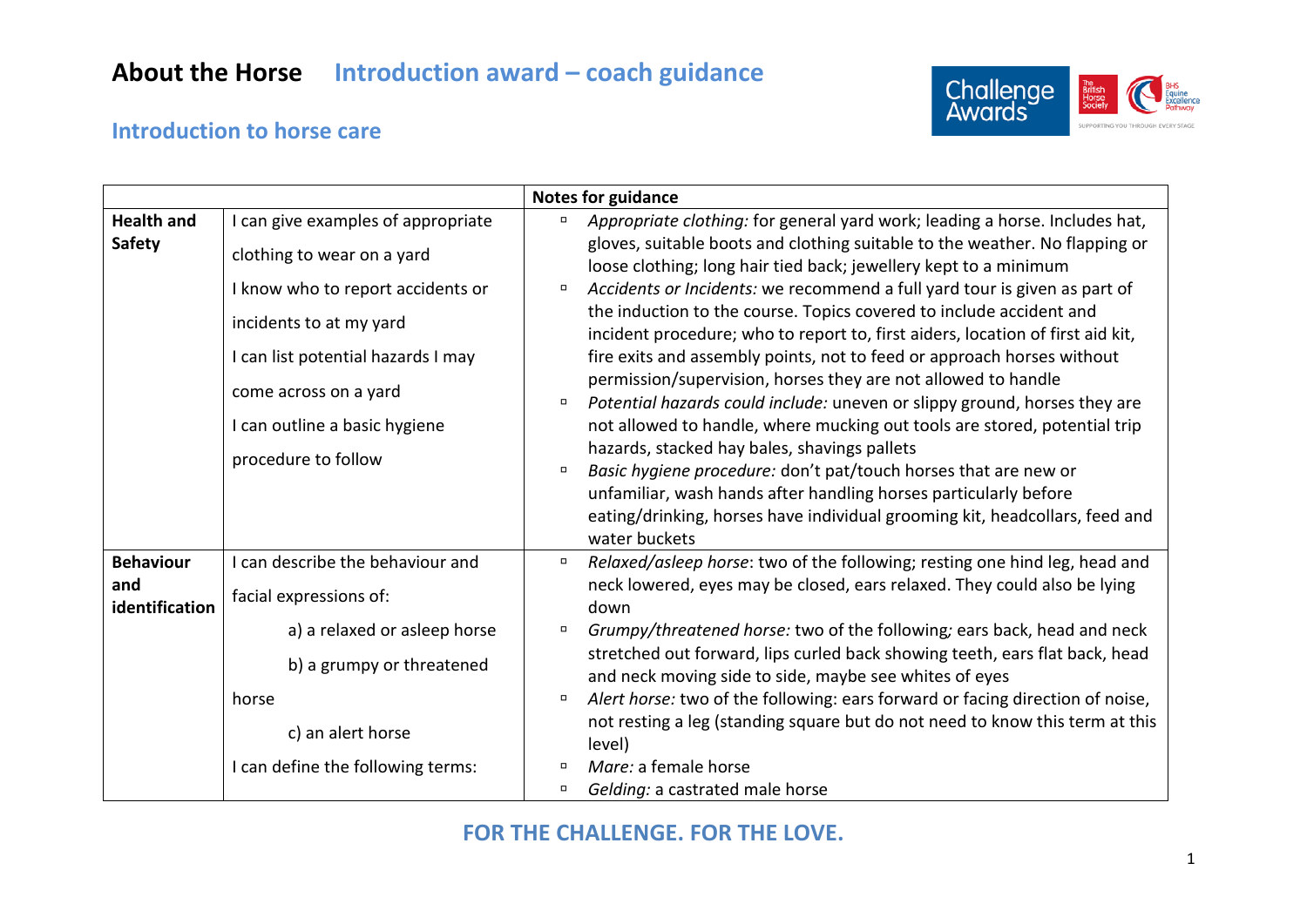# About the Horse Introduction award – coach guidance

## Introduction to horse care

| | | Notes for guidance |
|---|---|---|
| **Health and Safety** | I can give examples of appropriate clothing to wear on a yard<br>I know who to report accidents or incidents to at my yard<br>I can list potential hazards I may come across on a yard<br>I can outline a basic hygiene procedure to follow | ▫ *Appropriate clothing:* for general yard work; leading a horse. Includes hat, gloves, suitable boots and clothing suitable to the weather. No flapping or loose clothing; long hair tied back; jewellery kept to a minimum<br>▫ *Accidents or Incidents:* we recommend a full yard tour is given as part of the induction to the course. Topics covered to include accident and incident procedure; who to report to, first aiders, location of first aid kit, fire exits and assembly points, not to feed or approach horses without permission/supervision, horses they are not allowed to handle<br>▫ *Potential hazards could include:* uneven or slippy ground, horses they are not allowed to handle, where mucking out tools are stored, potential trip hazards, stacked hay bales, shavings pallets<br>▫ *Basic hygiene procedure:* don't pat/touch horses that are new or unfamiliar, wash hands after handling horses particularly before eating/drinking, horses have individual grooming kit, headcollars, feed and water buckets |
| **Behaviour and identification** | I can describe the behaviour and facial expressions of:<br>a) a relaxed or asleep horse<br>b) a grumpy or threatened horse<br>c) an alert horse<br>I can define the following terms: | ▫ *Relaxed/asleep horse*: two of the following; resting one hind leg, head and neck lowered, eyes may be closed, ears relaxed. They could also be lying down<br>▫ *Grumpy/threatened horse:* two of the following*;* ears back, head and neck stretched out forward, lips curled back showing teeth, ears flat back, head and neck moving side to side, maybe see whites of eyes<br>▫ *Alert horse:* two of the following: ears forward or facing direction of noise, not resting a leg (standing square but do not need to know this term at this level)<br>▫ *Mare:* a female horse<br>▫ *Gelding:* a castrated male horse |

**FOR THE CHALLENGE. FOR THE LOVE.**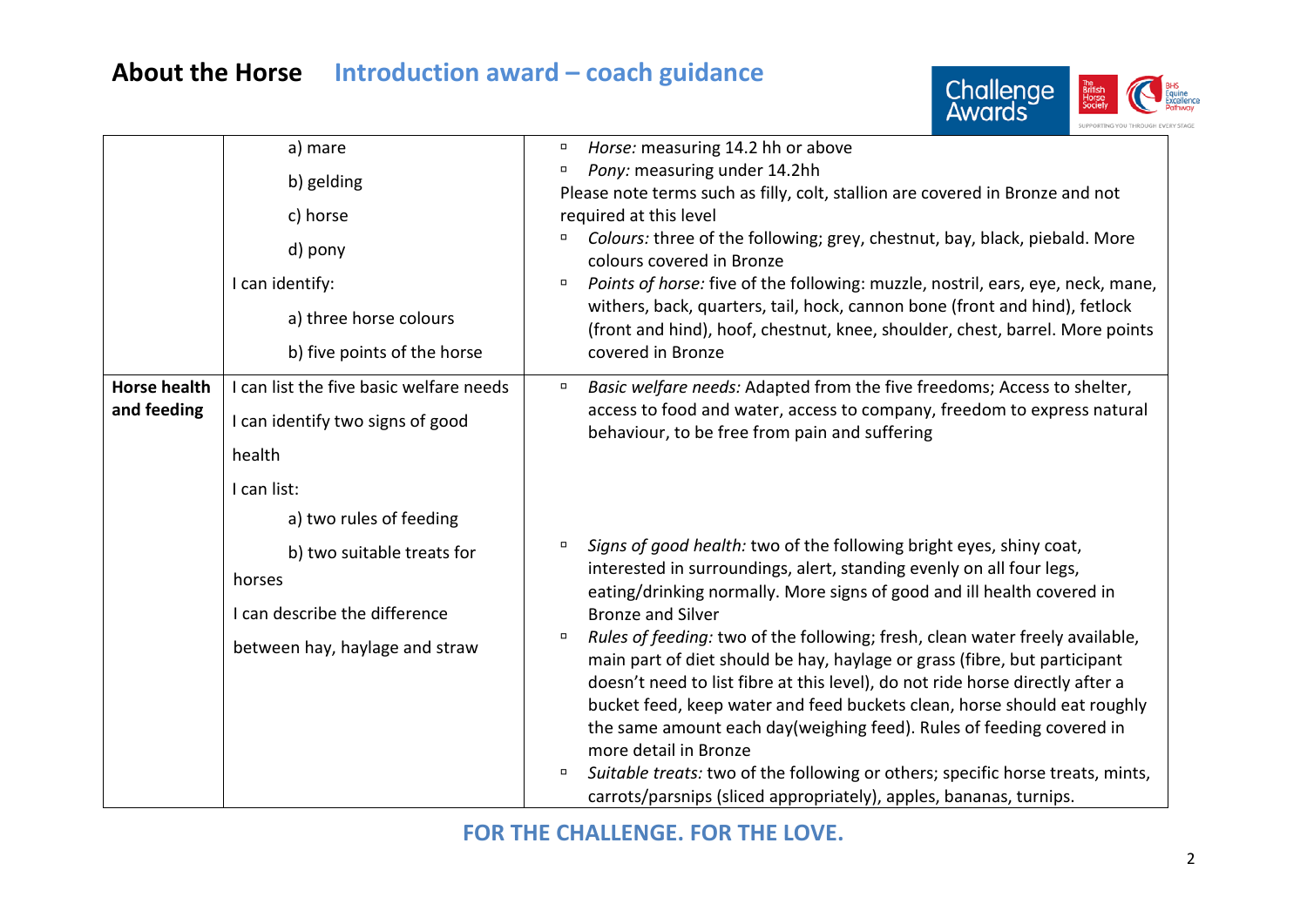| | | |
|---|---|---|
| | a) mare<br>b) gelding<br>c) horse<br>d) pony<br>I can identify:<br>a) three horse colours<br>b) five points of the horse | ▫ *Horse:* measuring 14.2 hh or above<br>▫ *Pony:* measuring under 14.2hh<br>Please note terms such as filly, colt, stallion are covered in Bronze and not required at this level<br>▫ *Colours:* three of the following; grey, chestnut, bay, black, piebald. More colours covered in Bronze<br>▫ *Points of horse:* five of the following: muzzle, nostril, ears, eye, neck, mane, withers, back, quarters, tail, hock, cannon bone (front and hind), fetlock (front and hind), hoof, chestnut, knee, shoulder, chest, barrel. More points covered in Bronze |
| **Horse health and feeding** | I can list the five basic welfare needs<br>I can identify two signs of good health<br>I can list:<br>a) two rules of feeding<br>b) two suitable treats for horses<br>I can describe the difference between hay, haylage and straw | ▫ *Basic welfare needs:* Adapted from the five freedoms; Access to shelter, access to food and water, access to company, freedom to express natural behaviour, to be free from pain and suffering<br>▫ *Signs of good health:* two of the following bright eyes, shiny coat, interested in surroundings, alert, standing evenly on all four legs, eating/drinking normally. More signs of good and ill health covered in Bronze and Silver<br>▫ *Rules of feeding:* two of the following; fresh, clean water freely available, main part of diet should be hay, haylage or grass (fibre, but participant doesn't need to list fibre at this level), do not ride horse directly after a bucket feed, keep water and feed buckets clean, horse should eat roughly the same amount each day(weighing feed). Rules of feeding covered in more detail in Bronze<br>▫ *Suitable treats:* two of the following or others; specific horse treats, mints, carrots/parsnips (sliced appropriately), apples, bananas, turnips. |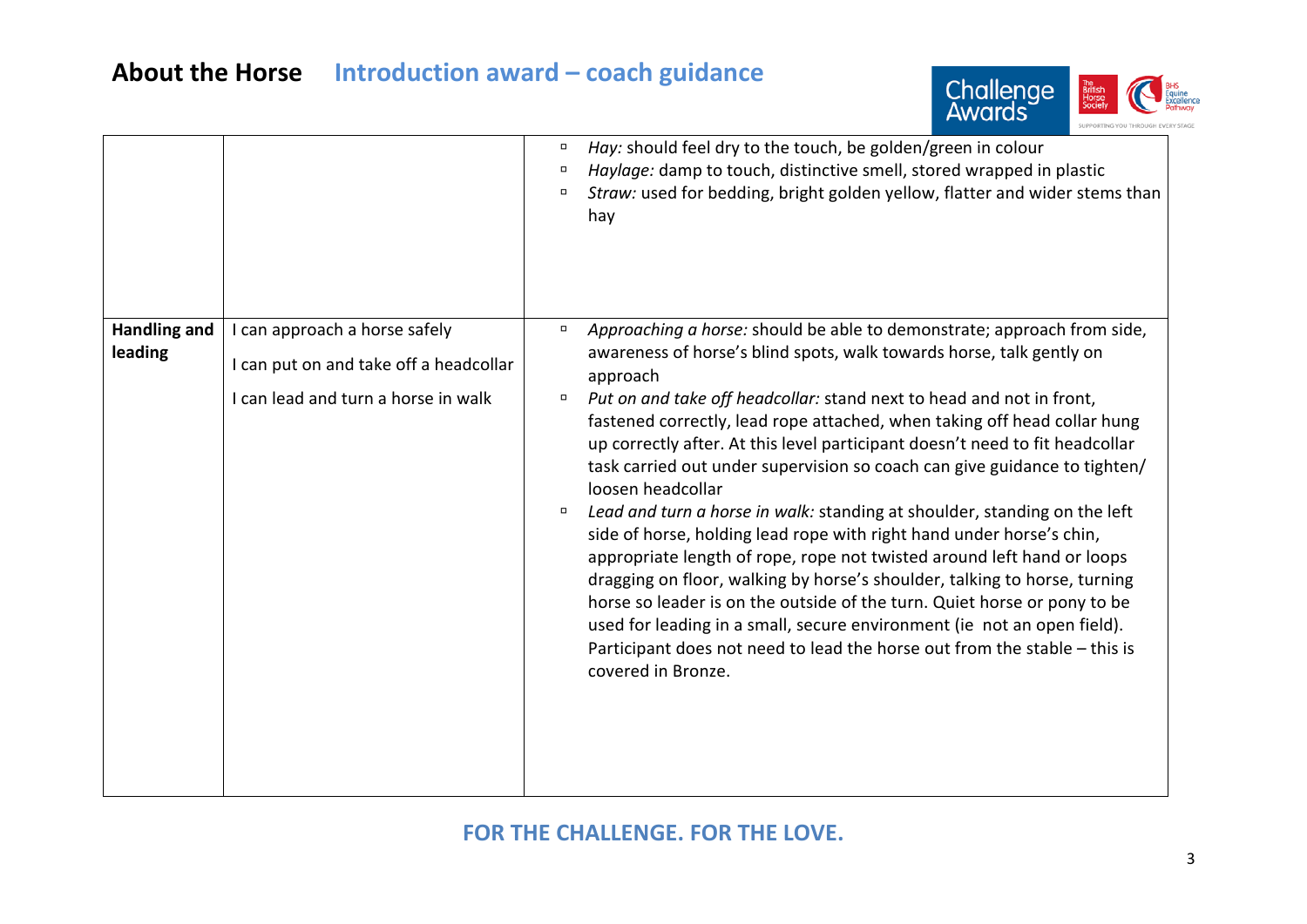## About the Horse Introduction award – coach guidance

| | | |
|---|---|---|
| | | ▫ *Hay:* should feel dry to the touch, be golden/green in colour<br>▫ *Haylage:* damp to touch, distinctive smell, stored wrapped in plastic<br>▫ *Straw:* used for bedding, bright golden yellow, flatter and wider stems than hay |
| **Handling and leading** | I can approach a horse safely<br>I can put on and take off a headcollar<br>I can lead and turn a horse in walk | ▫ *Approaching a horse:* should be able to demonstrate; approach from side, awareness of horse's blind spots, walk towards horse, talk gently on approach<br>▫ *Put on and take off headcollar:* stand next to head and not in front, fastened correctly, lead rope attached, when taking off head collar hung up correctly after. At this level participant doesn't need to fit headcollar task carried out under supervision so coach can give guidance to tighten/ loosen headcollar<br>▫ *Lead and turn a horse in walk:* standing at shoulder, standing on the left side of horse, holding lead rope with right hand under horse's chin, appropriate length of rope, rope not twisted around left hand or loops dragging on floor, walking by horse's shoulder, talking to horse, turning horse so leader is on the outside of the turn. Quiet horse or pony to be used for leading in a small, secure environment (ie not an open field). Participant does not need to lead the horse out from the stable – this is covered in Bronze. |

**FOR THE CHALLENGE. FOR THE LOVE.**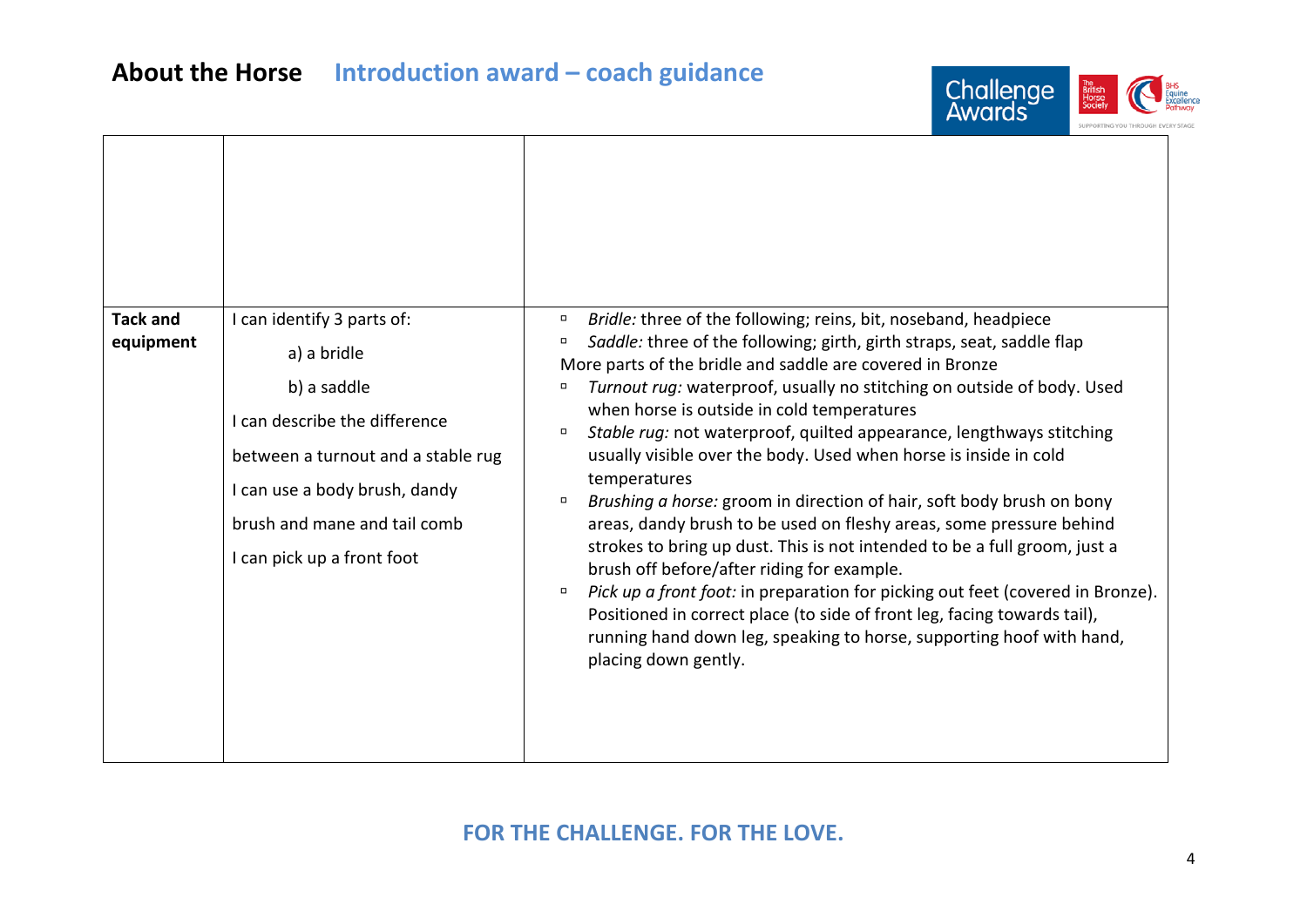## About the Horse — Introduction award – coach guidance

| | | |
|---|---|---|
| | | |
| **Tack and equipment** | I can identify 3 parts of:<br>a) a bridle<br>b) a saddle<br>I can describe the difference between a turnout and a stable rug<br>I can use a body brush, dandy brush and mane and tail comb<br>I can pick up a front foot | ▫ *Bridle:* three of the following; reins, bit, noseband, headpiece<br>▫ *Saddle:* three of the following; girth, girth straps, seat, saddle flap<br>More parts of the bridle and saddle are covered in Bronze<br>▫ *Turnout rug:* waterproof, usually no stitching on outside of body. Used when horse is outside in cold temperatures<br>▫ *Stable rug:* not waterproof, quilted appearance, lengthways stitching usually visible over the body. Used when horse is inside in cold temperatures<br>▫ *Brushing a horse:* groom in direction of hair, soft body brush on bony areas, dandy brush to be used on fleshy areas, some pressure behind strokes to bring up dust. This is not intended to be a full groom, just a brush off before/after riding for example.<br>▫ *Pick up a front foot:* in preparation for picking out feet (covered in Bronze). Positioned in correct place (to side of front leg, facing towards tail), running hand down leg, speaking to horse, supporting hoof with hand, placing down gently. |

FOR THE CHALLENGE. FOR THE LOVE.